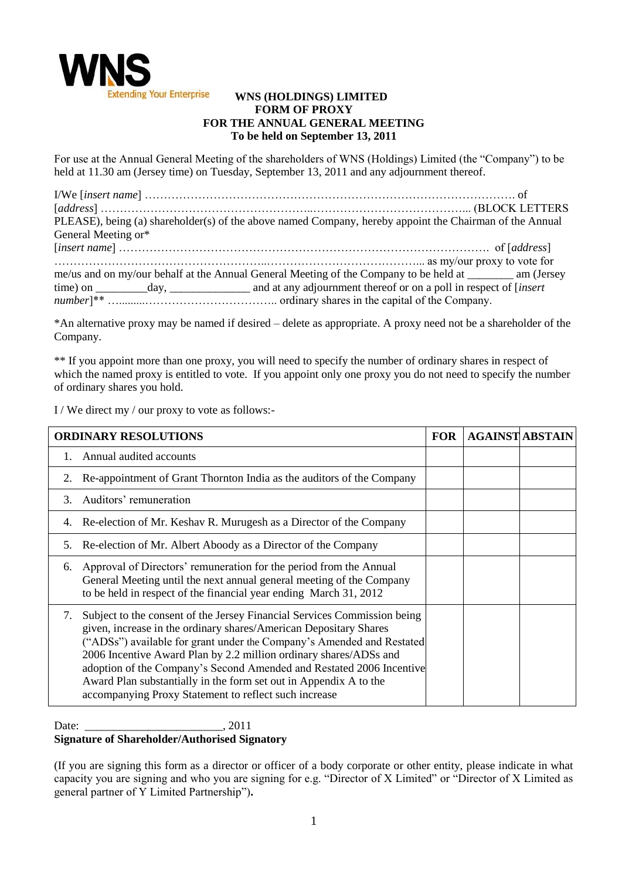**WNS (HOLDINGS) LIMITED**
**FORM OF PROXY**
**FOR THE ANNUAL GENERAL MEETING**
**To be held on September 13, 2011**

For use at the Annual General Meeting of the shareholders of WNS (Holdings) Limited (the "Company") to be held at 11.30 am (Jersey time) on Tuesday, September 13, 2011 and any adjournment thereof.

I/We [*insert name*] ……………………………………………………………………………………. of [*address*] ……………………………………………..…………………………………... (BLOCK LETTERS PLEASE), being (a) shareholder(s) of the above named Company, hereby appoint the Chairman of the Annual General Meeting or*
[*insert name*] ……………………………………………………………………………………… of [*address*] ……………………………………………...…………………………………... as my/our proxy to vote for me/us and on my/our behalf at the Annual General Meeting of the Company to be held at ________ am (Jersey time) on _________day, ______________ and at any adjournment thereof or on a poll in respect of [*insert number*]** …..........…………………………….. ordinary shares in the capital of the Company.

*An alternative proxy may be named if desired – delete as appropriate. A proxy need not be a shareholder of the Company.

** If you appoint more than one proxy, you will need to specify the number of ordinary shares in respect of which the named proxy is entitled to vote. If you appoint only one proxy you do not need to specify the number of ordinary shares you hold.

I / We direct my / our proxy to vote as follows:-

| **ORDINARY RESOLUTIONS** | **FOR** | **AGAINST** | **ABSTAIN** |
|---|---|---|---|
| 1. Annual audited accounts | | | |
| 2. Re-appointment of Grant Thornton India as the auditors of the Company | | | |
| 3. Auditors' remuneration | | | |
| 4. Re-election of Mr. Keshav R. Murugesh as a Director of the Company | | | |
| 5. Re-election of Mr. Albert Aboody as a Director of the Company | | | |
| 6. Approval of Directors' remuneration for the period from the Annual General Meeting until the next annual general meeting of the Company to be held in respect of the financial year ending March 31, 2012 | | | |
| 7. Subject to the consent of the Jersey Financial Services Commission being given, increase in the ordinary shares/American Depositary Shares ("ADSs") available for grant under the Company's Amended and Restated 2006 Incentive Award Plan by 2.2 million ordinary shares/ADSs and adoption of the Company's Second Amended and Restated 2006 Incentive Award Plan substantially in the form set out in Appendix A to the accompanying Proxy Statement to reflect such increase | | | |

Date: _______________________, 2011
**Signature of Shareholder/Authorised Signatory**

(If you are signing this form as a director or officer of a body corporate or other entity, please indicate in what capacity you are signing and who you are signing for e.g. "Director of X Limited" or "Director of X Limited as general partner of Y Limited Partnership")**.**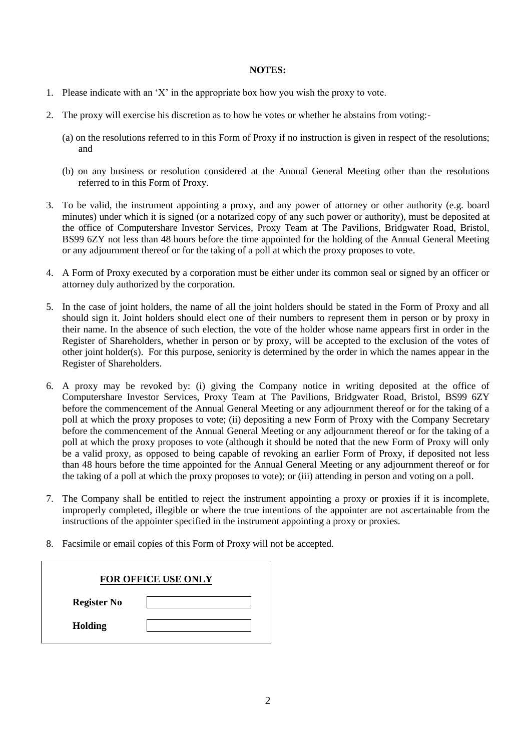**NOTES:**

1. Please indicate with an 'X' in the appropriate box how you wish the proxy to vote.

2. The proxy will exercise his discretion as to how he votes or whether he abstains from voting:-

   (a) on the resolutions referred to in this Form of Proxy if no instruction is given in respect of the resolutions; and

   (b) on any business or resolution considered at the Annual General Meeting other than the resolutions referred to in this Form of Proxy.

3. To be valid, the instrument appointing a proxy, and any power of attorney or other authority (e.g. board minutes) under which it is signed (or a notarized copy of any such power or authority), must be deposited at the office of Computershare Investor Services, Proxy Team at The Pavilions, Bridgwater Road, Bristol, BS99 6ZY not less than 48 hours before the time appointed for the holding of the Annual General Meeting or any adjournment thereof or for the taking of a poll at which the proxy proposes to vote.

4. A Form of Proxy executed by a corporation must be either under its common seal or signed by an officer or attorney duly authorized by the corporation.

5. In the case of joint holders, the name of all the joint holders should be stated in the Form of Proxy and all should sign it. Joint holders should elect one of their numbers to represent them in person or by proxy in their name. In the absence of such election, the vote of the holder whose name appears first in order in the Register of Shareholders, whether in person or by proxy, will be accepted to the exclusion of the votes of other joint holder(s). For this purpose, seniority is determined by the order in which the names appear in the Register of Shareholders.

6. A proxy may be revoked by: (i) giving the Company notice in writing deposited at the office of Computershare Investor Services, Proxy Team at The Pavilions, Bridgwater Road, Bristol, BS99 6ZY before the commencement of the Annual General Meeting or any adjournment thereof or for the taking of a poll at which the proxy proposes to vote; (ii) depositing a new Form of Proxy with the Company Secretary before the commencement of the Annual General Meeting or any adjournment thereof or for the taking of a poll at which the proxy proposes to vote (although it should be noted that the new Form of Proxy will only be a valid proxy, as opposed to being capable of revoking an earlier Form of Proxy, if deposited not less than 48 hours before the time appointed for the Annual General Meeting or any adjournment thereof or for the taking of a poll at which the proxy proposes to vote); or (iii) attending in person and voting on a poll.

7. The Company shall be entitled to reject the instrument appointing a proxy or proxies if it is incomplete, improperly completed, illegible or where the true intentions of the appointer are not ascertainable from the instructions of the appointer specified in the instrument appointing a proxy or proxies.

8. Facsimile or email copies of this Form of Proxy will not be accepted.

| **FOR OFFICE USE ONLY** | |
|---|---|
| **Register No** | |
| **Holding** | |